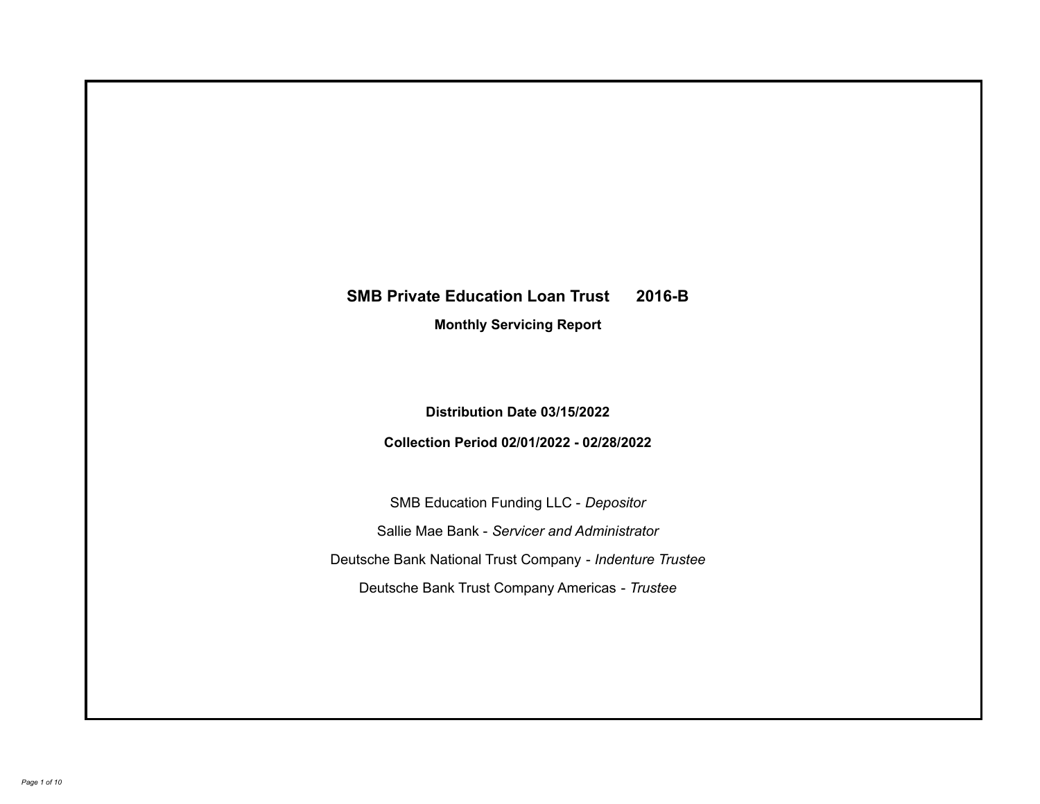# SMB Private Education Loan Trust 2016-B

**Monthly Servicing Report**

**Distribution Date 03/15/2022**

**Collection Period 02/01/2022 - 02/28/2022**

SMB Education Funding LLC - *Depositor*

Sallie Mae Bank - *Servicer and Administrator*

Deutsche Bank National Trust Company - *Indenture Trustee*

Deutsche Bank Trust Company Americas - *Trustee*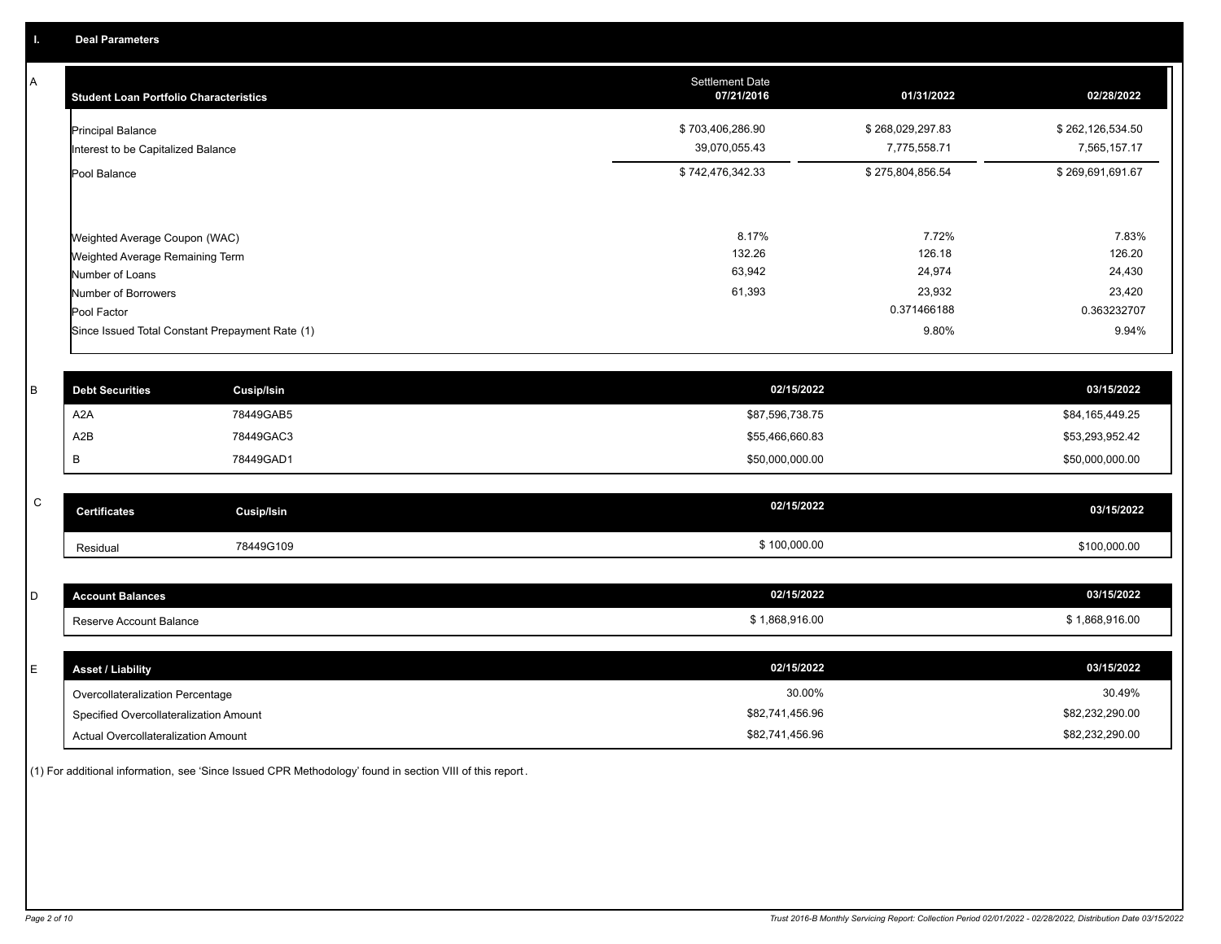## I. Deal Parameters

### A

| Student Loan Portfolio Characteristics | Settlement Date 07/21/2016 | 01/31/2022 | 02/28/2022 |
|---|---|---|---|
| Principal Balance | $ 703,406,286.90 | $ 268,029,297.83 | $ 262,126,534.50 |
| Interest to be Capitalized Balance | 39,070,055.43 | 7,775,558.71 | 7,565,157.17 |
| Pool Balance | $ 742,476,342.33 | $ 275,804,856.54 | $ 269,691,691.67 |
| Weighted Average Coupon (WAC) | 8.17% | 7.72% | 7.83% |
| Weighted Average Remaining Term | 132.26 | 126.18 | 126.20 |
| Number of Loans | 63,942 | 24,974 | 24,430 |
| Number of Borrowers | 61,393 | 23,932 | 23,420 |
| Pool Factor | | 0.371466188 | 0.363232707 |
| Since Issued Total Constant Prepayment Rate (1) | | 9.80% | 9.94% |

### B

| Debt Securities | Cusip/Isin | 02/15/2022 | 03/15/2022 |
|---|---|---|---|
| A2A | 78449GAB5 | $87,596,738.75 | $84,165,449.25 |
| A2B | 78449GAC3 | $55,466,660.83 | $53,293,952.42 |
| B | 78449GAD1 | $50,000,000.00 | $50,000,000.00 |

### C

| Certificates | Cusip/Isin | 02/15/2022 | 03/15/2022 |
|---|---|---|---|
| Residual | 78449G109 | $ 100,000.00 | $100,000.00 |

### D

| Account Balances | 02/15/2022 | 03/15/2022 |
|---|---|---|
| Reserve Account Balance | $ 1,868,916.00 | $ 1,868,916.00 |

### E

| Asset / Liability | 02/15/2022 | 03/15/2022 |
|---|---|---|
| Overcollateralization Percentage | 30.00% | 30.49% |
| Specified Overcollateralization Amount | $82,741,456.96 | $82,232,290.00 |
| Actual Overcollateralization Amount | $82,741,456.96 | $82,232,290.00 |

(1) For additional information, see 'Since Issued CPR Methodology' found in section VIII of this report.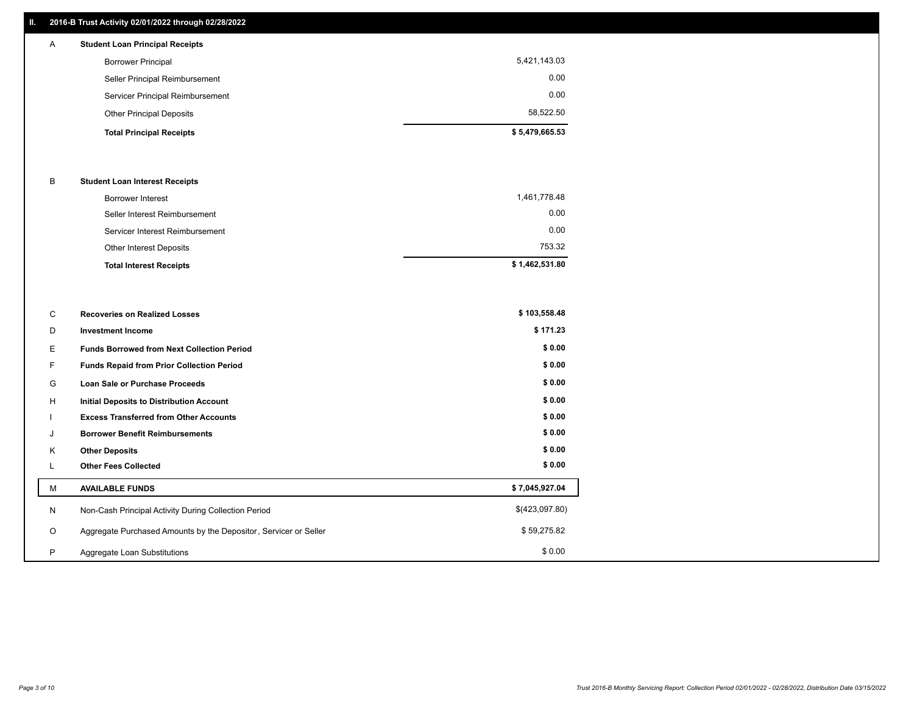## II. 2016-B Trust Activity 02/01/2022 through 02/28/2022

| | | |
|---|---|---|
| A | **Student Loan Principal Receipts** | |
| | Borrower Principal | 5,421,143.03 |
| | Seller Principal Reimbursement | 0.00 |
| | Servicer Principal Reimbursement | 0.00 |
| | Other Principal Deposits | 58,522.50 |
| | **Total Principal Receipts** | **$ 5,479,665.53** |
| B | **Student Loan Interest Receipts** | |
| | Borrower Interest | 1,461,778.48 |
| | Seller Interest Reimbursement | 0.00 |
| | Servicer Interest Reimbursement | 0.00 |
| | Other Interest Deposits | 753.32 |
| | **Total Interest Receipts** | **$ 1,462,531.80** |
| C | **Recoveries on Realized Losses** | **$ 103,558.48** |
| D | **Investment Income** | **$ 171.23** |
| E | **Funds Borrowed from Next Collection Period** | **$ 0.00** |
| F | **Funds Repaid from Prior Collection Period** | **$ 0.00** |
| G | **Loan Sale or Purchase Proceeds** | **$ 0.00** |
| H | **Initial Deposits to Distribution Account** | **$ 0.00** |
| I | **Excess Transferred from Other Accounts** | **$ 0.00** |
| J | **Borrower Benefit Reimbursements** | **$ 0.00** |
| K | **Other Deposits** | **$ 0.00** |
| L | **Other Fees Collected** | **$ 0.00** |
| M | **AVAILABLE FUNDS** | **$ 7,045,927.04** |
| N | Non-Cash Principal Activity During Collection Period | $(423,097.80) |
| O | Aggregate Purchased Amounts by the Depositor, Servicer or Seller | $ 59,275.82 |
| P | Aggregate Loan Substitutions | $ 0.00 |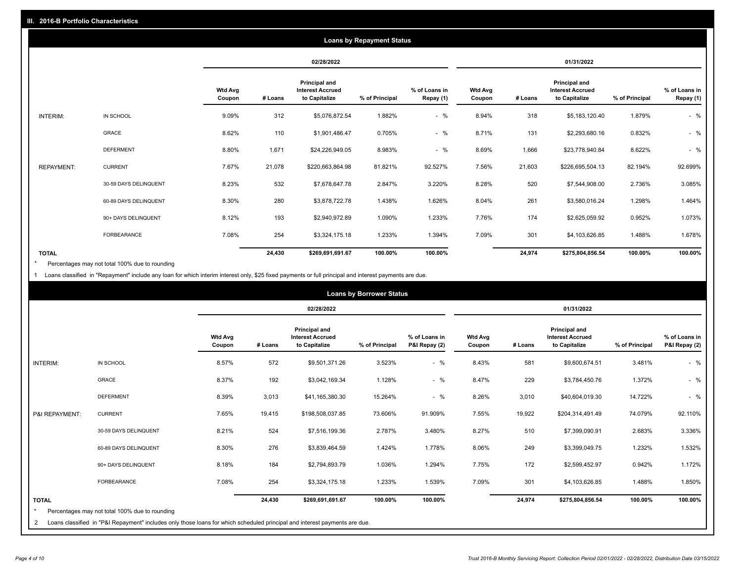## III. 2016-B Portfolio Characteristics

### Loans by Repayment Status

| | | 02/28/2022 | | | | | 01/31/2022 | | | | |
|---|---|---|---|---|---|---|---|---|---|---|---|
| | | Wtd Avg Coupon | # Loans | Principal and Interest Accrued to Capitalize | % of Principal | % of Loans in Repay (1) | Wtd Avg Coupon | # Loans | Principal and Interest Accrued to Capitalize | % of Principal | % of Loans in Repay (1) |
| INTERIM: | IN SCHOOL | 9.09% | 312 | $5,076,872.54 | 1.882% | - % | 8.94% | 318 | $5,183,120.40 | 1.879% | - % |
| | GRACE | 8.62% | 110 | $1,901,486.47 | 0.705% | - % | 8.71% | 131 | $2,293,680.16 | 0.832% | - % |
| | DEFERMENT | 8.80% | 1,671 | $24,226,949.05 | 8.983% | - % | 8.69% | 1,666 | $23,778,940.84 | 8.622% | - % |
| REPAYMENT: | CURRENT | 7.67% | 21,078 | $220,663,864.98 | 81.821% | 92.527% | 7.56% | 21,603 | $226,695,504.13 | 82.194% | 92.699% |
| | 30-59 DAYS DELINQUENT | 8.23% | 532 | $7,678,647.78 | 2.847% | 3.220% | 8.28% | 520 | $7,544,908.00 | 2.736% | 3.085% |
| | 60-89 DAYS DELINQUENT | 8.30% | 280 | $3,878,722.78 | 1.438% | 1.626% | 8.04% | 261 | $3,580,016.24 | 1.298% | 1.464% |
| | 90+ DAYS DELINQUENT | 8.12% | 193 | $2,940,972.89 | 1.090% | 1.233% | 7.76% | 174 | $2,625,059.92 | 0.952% | 1.073% |
| | FORBEARANCE | 7.08% | 254 | $3,324,175.18 | 1.233% | 1.394% | 7.09% | 301 | $4,103,626.85 | 1.488% | 1.678% |
| **TOTAL** | | | **24,430** | **$269,691,691.67** | **100.00%** | **100.00%** | | **24,974** | **$275,804,856.54** | **100.00%** | **100.00%** |

* Percentages may not total 100% due to rounding

1 Loans classified in "Repayment" include any loan for which interim interest only, $25 fixed payments or full principal and interest payments are due.

### Loans by Borrower Status

| | | 02/28/2022 | | | | | 01/31/2022 | | | | |
|---|---|---|---|---|---|---|---|---|---|---|---|
| | | Wtd Avg Coupon | # Loans | Principal and Interest Accrued to Capitalize | % of Principal | % of Loans in P&I Repay (2) | Wtd Avg Coupon | # Loans | Principal and Interest Accrued to Capitalize | % of Principal | % of Loans in P&I Repay (2) |
| INTERIM: | IN SCHOOL | 8.57% | 572 | $9,501,371.26 | 3.523% | - % | 8.43% | 581 | $9,600,674.51 | 3.481% | - % |
| | GRACE | 8.37% | 192 | $3,042,169.34 | 1.128% | - % | 8.47% | 229 | $3,784,450.76 | 1.372% | - % |
| | DEFERMENT | 8.39% | 3,013 | $41,165,380.30 | 15.264% | - % | 8.26% | 3,010 | $40,604,019.30 | 14.722% | - % |
| P&I REPAYMENT: | CURRENT | 7.65% | 19,415 | $198,508,037.85 | 73.606% | 91.909% | 7.55% | 19,922 | $204,314,491.49 | 74.079% | 92.110% |
| | 30-59 DAYS DELINQUENT | 8.21% | 524 | $7,516,199.36 | 2.787% | 3.480% | 8.27% | 510 | $7,399,090.91 | 2.683% | 3.336% |
| | 60-89 DAYS DELINQUENT | 8.30% | 276 | $3,839,464.59 | 1.424% | 1.778% | 8.06% | 249 | $3,399,049.75 | 1.232% | 1.532% |
| | 90+ DAYS DELINQUENT | 8.18% | 184 | $2,794,893.79 | 1.036% | 1.294% | 7.75% | 172 | $2,599,452.97 | 0.942% | 1.172% |
| | FORBEARANCE | 7.08% | 254 | $3,324,175.18 | 1.233% | 1.539% | 7.09% | 301 | $4,103,626.85 | 1.488% | 1.850% |
| **TOTAL** | | | **24,430** | **$269,691,691.67** | **100.00%** | **100.00%** | | **24,974** | **$275,804,856.54** | **100.00%** | **100.00%** |

* Percentages may not total 100% due to rounding

2 Loans classified in "P&I Repayment" includes only those loans for which scheduled principal and interest payments are due.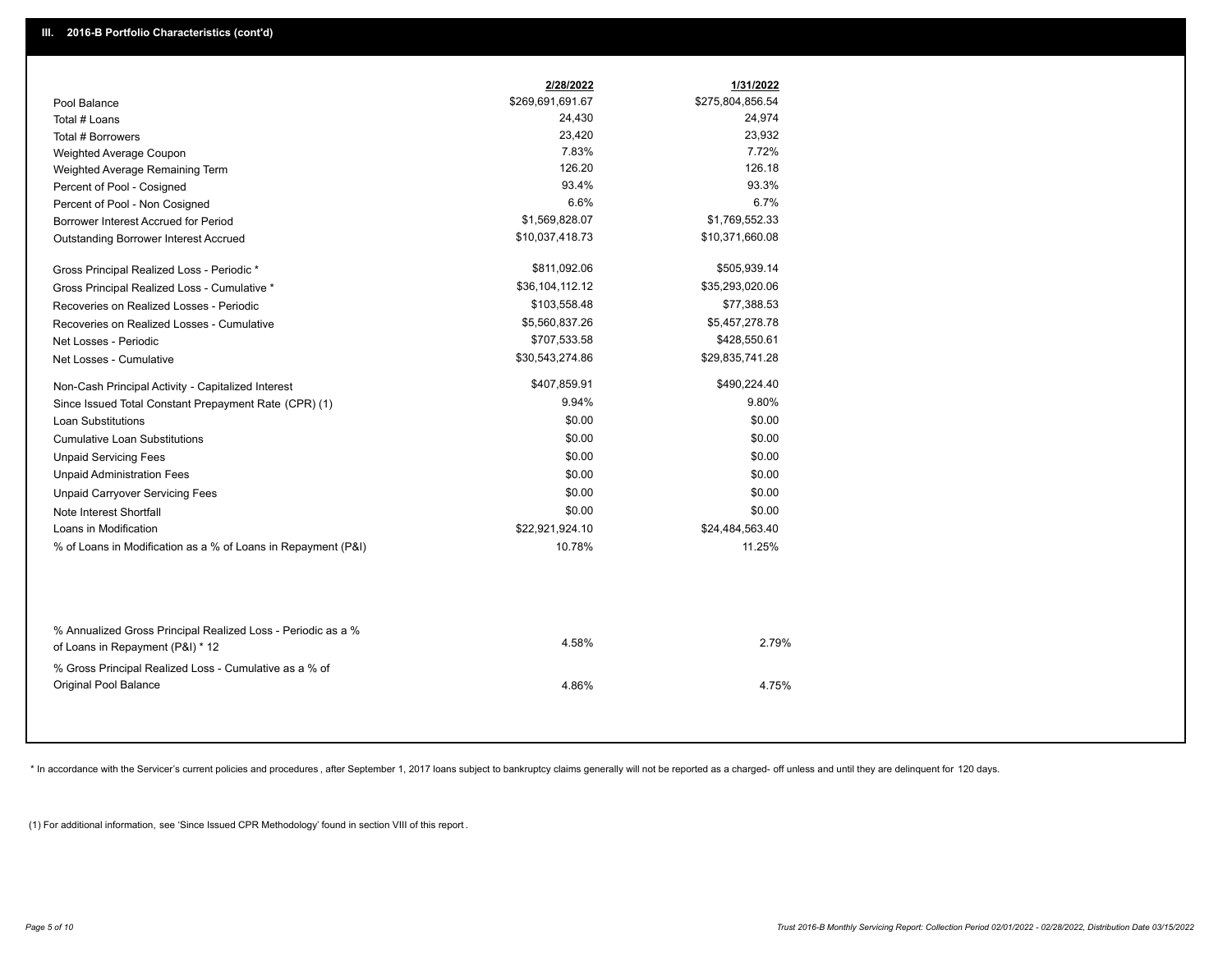## III. 2016-B Portfolio Characteristics (cont'd)

| | 2/28/2022 | 1/31/2022 |
|---|---|---|
| Pool Balance | $269,691,691.67 | $275,804,856.54 |
| Total # Loans | 24,430 | 24,974 |
| Total # Borrowers | 23,420 | 23,932 |
| Weighted Average Coupon | 7.83% | 7.72% |
| Weighted Average Remaining Term | 126.20 | 126.18 |
| Percent of Pool - Cosigned | 93.4% | 93.3% |
| Percent of Pool - Non Cosigned | 6.6% | 6.7% |
| Borrower Interest Accrued for Period | $1,569,828.07 | $1,769,552.33 |
| Outstanding Borrower Interest Accrued | $10,037,418.73 | $10,371,660.08 |
| Gross Principal Realized Loss - Periodic * | $811,092.06 | $505,939.14 |
| Gross Principal Realized Loss - Cumulative * | $36,104,112.12 | $35,293,020.06 |
| Recoveries on Realized Losses - Periodic | $103,558.48 | $77,388.53 |
| Recoveries on Realized Losses - Cumulative | $5,560,837.26 | $5,457,278.78 |
| Net Losses - Periodic | $707,533.58 | $428,550.61 |
| Net Losses - Cumulative | $30,543,274.86 | $29,835,741.28 |
| Non-Cash Principal Activity - Capitalized Interest | $407,859.91 | $490,224.40 |
| Since Issued Total Constant Prepayment Rate (CPR) (1) | 9.94% | 9.80% |
| Loan Substitutions | $0.00 | $0.00 |
| Cumulative Loan Substitutions | $0.00 | $0.00 |
| Unpaid Servicing Fees | $0.00 | $0.00 |
| Unpaid Administration Fees | $0.00 | $0.00 |
| Unpaid Carryover Servicing Fees | $0.00 | $0.00 |
| Note Interest Shortfall | $0.00 | $0.00 |
| Loans in Modification | $22,921,924.10 | $24,484,563.40 |
| % of Loans in Modification as a % of Loans in Repayment (P&I) | 10.78% | 11.25% |
| % Annualized Gross Principal Realized Loss - Periodic as a % of Loans in Repayment (P&I) * 12 | 4.58% | 2.79% |
| % Gross Principal Realized Loss - Cumulative as a % of Original Pool Balance | 4.86% | 4.75% |

* In accordance with the Servicer's current policies and procedures , after September 1, 2017 loans subject to bankruptcy claims generally will not be reported as a charged- off unless and until they are delinquent for 120 days.

(1) For additional information, see 'Since Issued CPR Methodology' found in section VIII of this report .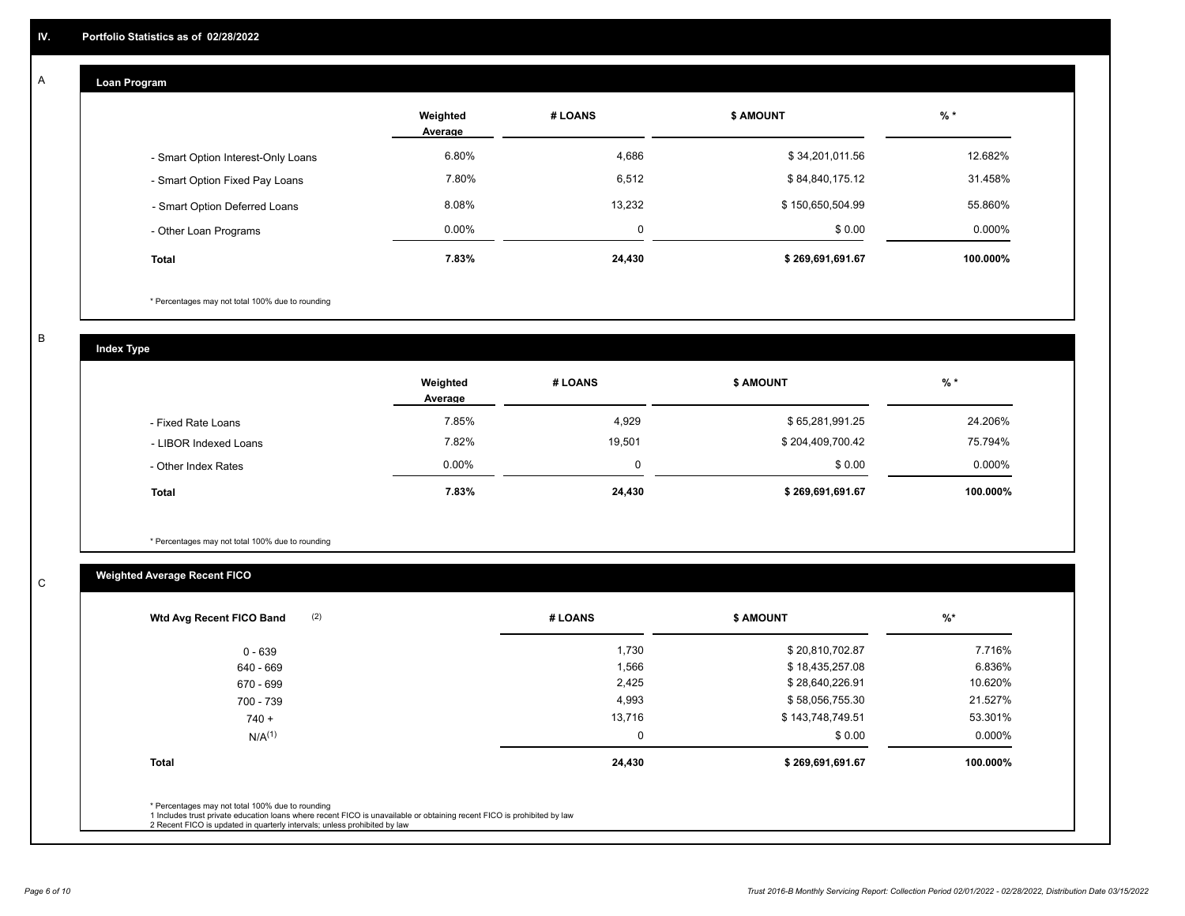## IV. Portfolio Statistics as of 02/28/2022

### A. Loan Program

| | Weighted Average | # LOANS | $ AMOUNT | % * |
|---|---|---|---|---|
| - Smart Option Interest-Only Loans | 6.80% | 4,686 | $ 34,201,011.56 | 12.682% |
| - Smart Option Fixed Pay Loans | 7.80% | 6,512 | $ 84,840,175.12 | 31.458% |
| - Smart Option Deferred Loans | 8.08% | 13,232 | $ 150,650,504.99 | 55.860% |
| - Other Loan Programs | 0.00% | 0 | $ 0.00 | 0.000% |
| **Total** | **7.83%** | **24,430** | **$ 269,691,691.67** | **100.000%** |

* Percentages may not total 100% due to rounding

### B. Index Type

| | Weighted Average | # LOANS | $ AMOUNT | % * |
|---|---|---|---|---|
| - Fixed Rate Loans | 7.85% | 4,929 | $ 65,281,991.25 | 24.206% |
| - LIBOR Indexed Loans | 7.82% | 19,501 | $ 204,409,700.42 | 75.794% |
| - Other Index Rates | 0.00% | 0 | $ 0.00 | 0.000% |
| **Total** | **7.83%** | **24,430** | **$ 269,691,691.67** | **100.000%** |

* Percentages may not total 100% due to rounding

### C. Weighted Average Recent FICO

| Wtd Avg Recent FICO Band (2) | # LOANS | $ AMOUNT | %* |
|---|---|---|---|
| 0 - 639 | 1,730 | $ 20,810,702.87 | 7.716% |
| 640 - 669 | 1,566 | $ 18,435,257.08 | 6.836% |
| 670 - 699 | 2,425 | $ 28,640,226.91 | 10.620% |
| 700 - 739 | 4,993 | $ 58,056,755.30 | 21.527% |
| 740 + | 13,716 | $ 143,748,749.51 | 53.301% |
| N/A(1) | 0 | $ 0.00 | 0.000% |
| **Total** | **24,430** | **$ 269,691,691.67** | **100.000%** |

* Percentages may not total 100% due to rounding
1 Includes trust private education loans where recent FICO is unavailable or obtaining recent FICO is prohibited by law
2 Recent FICO is updated in quarterly intervals; unless prohibited by law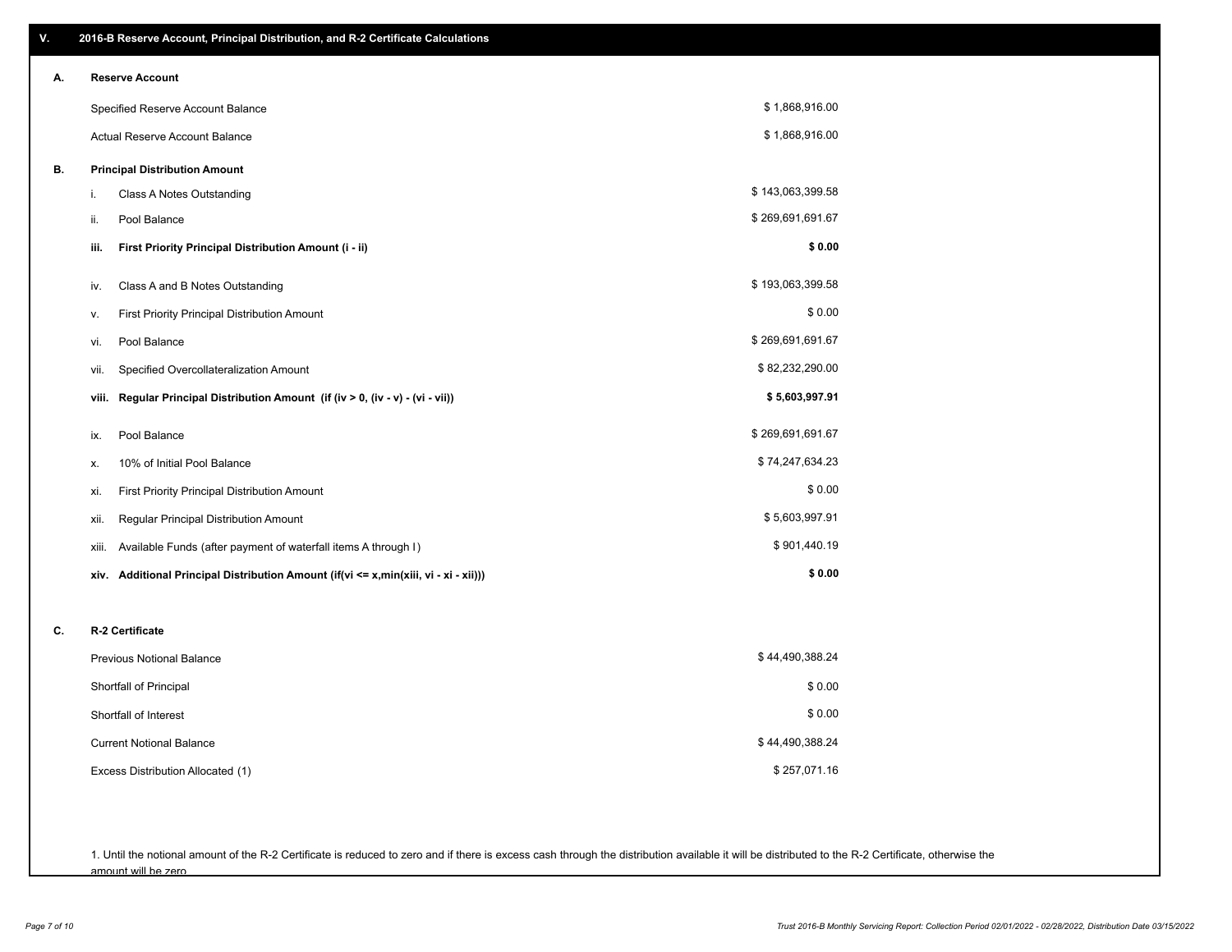## V. 2016-B Reserve Account, Principal Distribution, and R-2 Certificate Calculations

### A. Reserve Account

| | |
|---|---|
| Specified Reserve Account Balance | $ 1,868,916.00 |
| Actual Reserve Account Balance | $ 1,868,916.00 |

### B. Principal Distribution Amount

| | | |
|---|---|---|
| i. | Class A Notes Outstanding | $ 143,063,399.58 |
| ii. | Pool Balance | $ 269,691,691.67 |
| **iii.** | **First Priority Principal Distribution Amount (i - ii)** | **$ 0.00** |
| iv. | Class A and B Notes Outstanding | $ 193,063,399.58 |
| v. | First Priority Principal Distribution Amount | $ 0.00 |
| vi. | Pool Balance | $ 269,691,691.67 |
| vii. | Specified Overcollateralization Amount | $ 82,232,290.00 |
| **viii.** | **Regular Principal Distribution Amount (if (iv > 0, (iv - v) - (vi - vii))** | **$ 5,603,997.91** |
| ix. | Pool Balance | $ 269,691,691.67 |
| x. | 10% of Initial Pool Balance | $ 74,247,634.23 |
| xi. | First Priority Principal Distribution Amount | $ 0.00 |
| xii. | Regular Principal Distribution Amount | $ 5,603,997.91 |
| xiii. | Available Funds (after payment of waterfall items A through I) | $ 901,440.19 |
| **xiv.** | **Additional Principal Distribution Amount (if(vi <= x,min(xiii, vi - xi - xii)))** | **$ 0.00** |

### C. R-2 Certificate

| | |
|---|---|
| Previous Notional Balance | $ 44,490,388.24 |
| Shortfall of Principal | $ 0.00 |
| Shortfall of Interest | $ 0.00 |
| Current Notional Balance | $ 44,490,388.24 |
| Excess Distribution Allocated (1) | $ 257,071.16 |

1. Until the notional amount of the R-2 Certificate is reduced to zero and if there is excess cash through the distribution available it will be distributed to the R-2 Certificate, otherwise the amount will be zero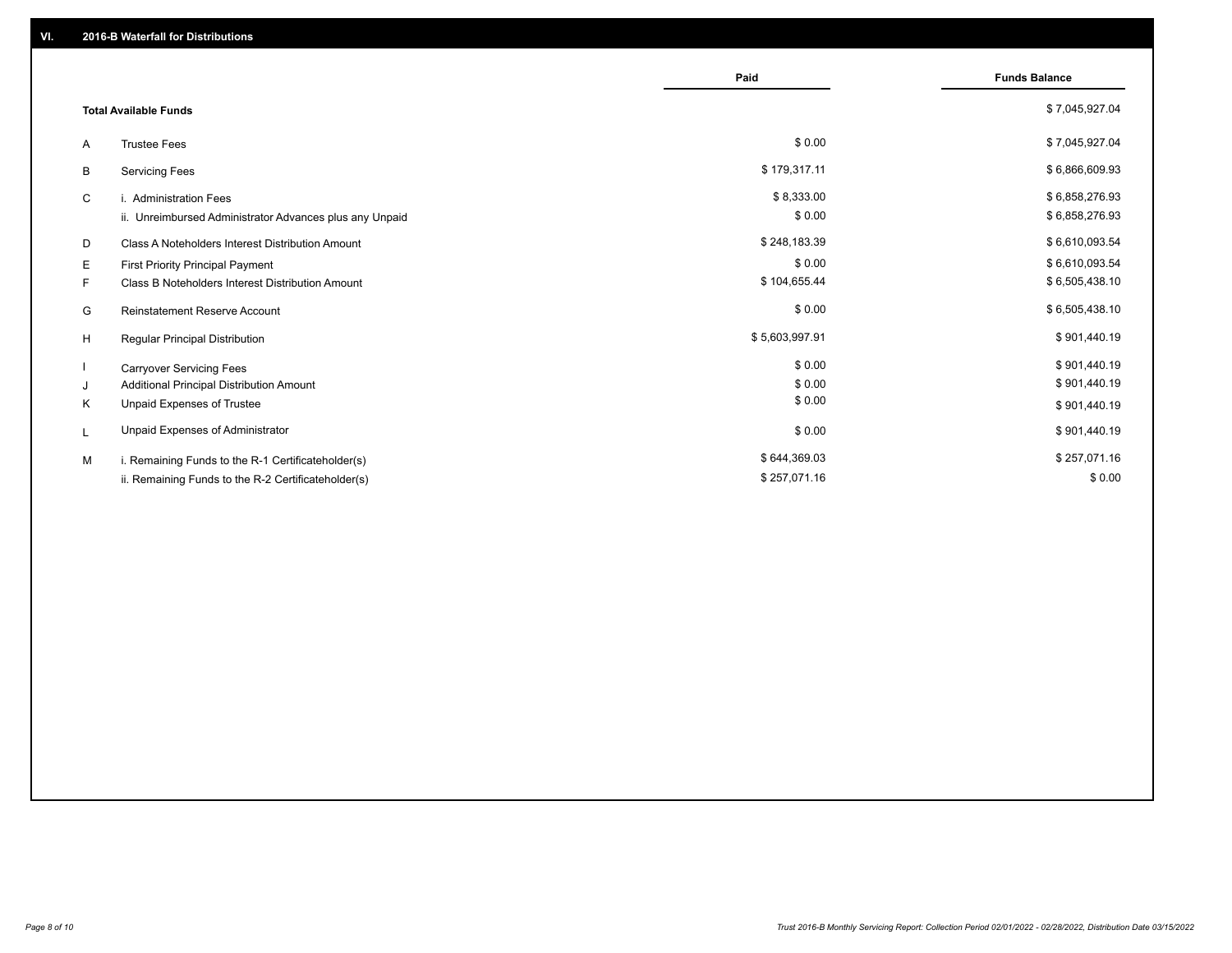## VI. 2016-B Waterfall for Distributions

| | | Paid | Funds Balance |
|---|---|---|---|
| | **Total Available Funds** | | $ 7,045,927.04 |
| A | Trustee Fees | $ 0.00 | $ 7,045,927.04 |
| B | Servicing Fees | $ 179,317.11 | $ 6,866,609.93 |
| C | i. Administration Fees | $ 8,333.00 | $ 6,858,276.93 |
| | ii. Unreimbursed Administrator Advances plus any Unpaid | $ 0.00 | $ 6,858,276.93 |
| D | Class A Noteholders Interest Distribution Amount | $ 248,183.39 | $ 6,610,093.54 |
| E | First Priority Principal Payment | $ 0.00 | $ 6,610,093.54 |
| F | Class B Noteholders Interest Distribution Amount | $ 104,655.44 | $ 6,505,438.10 |
| G | Reinstatement Reserve Account | $ 0.00 | $ 6,505,438.10 |
| H | Regular Principal Distribution | $ 5,603,997.91 | $ 901,440.19 |
| I | Carryover Servicing Fees | $ 0.00 | $ 901,440.19 |
| J | Additional Principal Distribution Amount | $ 0.00 | $ 901,440.19 |
| K | Unpaid Expenses of Trustee | $ 0.00 | $ 901,440.19 |
| L | Unpaid Expenses of Administrator | $ 0.00 | $ 901,440.19 |
| M | i. Remaining Funds to the R-1 Certificateholder(s) | $ 644,369.03 | $ 257,071.16 |
| | ii. Remaining Funds to the R-2 Certificateholder(s) | $ 257,071.16 | $ 0.00 |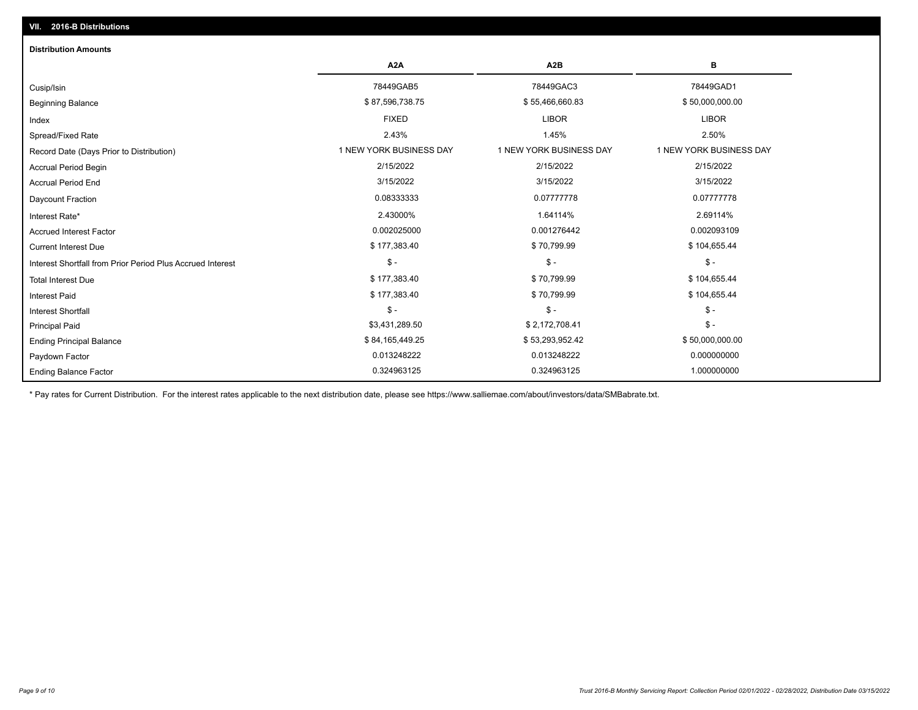## VII. 2016-B Distributions

### Distribution Amounts

| | A2A | A2B | B |
|---|---|---|---|
| Cusip/Isin | 78449GAB5 | 78449GAC3 | 78449GAD1 |
| Beginning Balance | $ 87,596,738.75 | $ 55,466,660.83 | $ 50,000,000.00 |
| Index | FIXED | LIBOR | LIBOR |
| Spread/Fixed Rate | 2.43% | 1.45% | 2.50% |
| Record Date (Days Prior to Distribution) | 1 NEW YORK BUSINESS DAY | 1 NEW YORK BUSINESS DAY | 1 NEW YORK BUSINESS DAY |
| Accrual Period Begin | 2/15/2022 | 2/15/2022 | 2/15/2022 |
| Accrual Period End | 3/15/2022 | 3/15/2022 | 3/15/2022 |
| Daycount Fraction | 0.08333333 | 0.07777778 | 0.07777778 |
| Interest Rate* | 2.43000% | 1.64114% | 2.69114% |
| Accrued Interest Factor | 0.002025000 | 0.001276442 | 0.002093109 |
| Current Interest Due | $ 177,383.40 | $ 70,799.99 | $ 104,655.44 |
| Interest Shortfall from Prior Period Plus Accrued Interest | $ - | $ - | $ - |
| Total Interest Due | $ 177,383.40 | $ 70,799.99 | $ 104,655.44 |
| Interest Paid | $ 177,383.40 | $ 70,799.99 | $ 104,655.44 |
| Interest Shortfall | $ - | $ - | $ - |
| Principal Paid | $3,431,289.50 | $ 2,172,708.41 | $ - |
| Ending Principal Balance | $ 84,165,449.25 | $ 53,293,952.42 | $ 50,000,000.00 |
| Paydown Factor | 0.013248222 | 0.013248222 | 0.000000000 |
| Ending Balance Factor | 0.324963125 | 0.324963125 | 1.000000000 |

* Pay rates for Current Distribution. For the interest rates applicable to the next distribution date, please see https://www.salliemae.com/about/investors/data/SMBabrate.txt.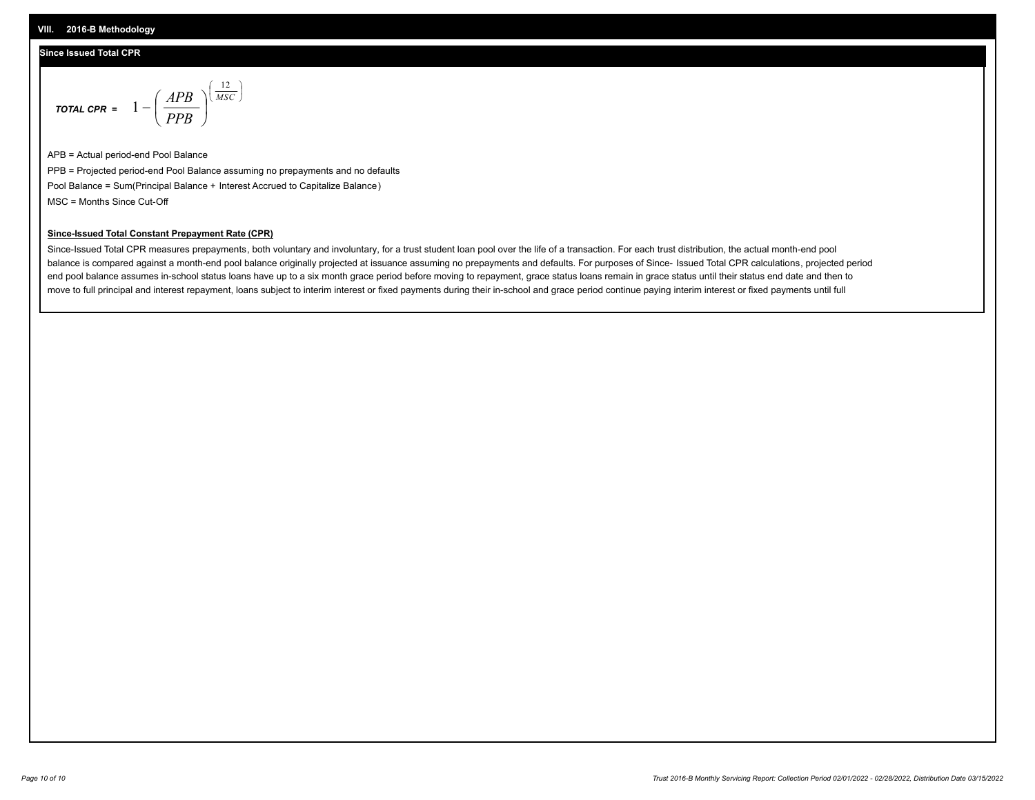## VIII. 2016-B Methodology

### Since Issued Total CPR

$$\textit{TOTAL CPR} = 1 - \left( \frac{APB}{PPB} \right)^{\left( \frac{12}{MSC} \right)}$$

APB = Actual period-end Pool Balance

PPB = Projected period-end Pool Balance assuming no prepayments and no defaults

Pool Balance = Sum(Principal Balance + Interest Accrued to Capitalize Balance)

MSC = Months Since Cut-Off

**Since-Issued Total Constant Prepayment Rate (CPR)**

Since-Issued Total CPR measures prepayments, both voluntary and involuntary, for a trust student loan pool over the life of a transaction. For each trust distribution, the actual month-end pool balance is compared against a month-end pool balance originally projected at issuance assuming no prepayments and defaults. For purposes of Since- Issued Total CPR calculations, projected period end pool balance assumes in-school status loans have up to a six month grace period before moving to repayment, grace status loans remain in grace status until their status end date and then to move to full principal and interest repayment, loans subject to interim interest or fixed payments during their in-school and grace period continue paying interim interest or fixed payments until full